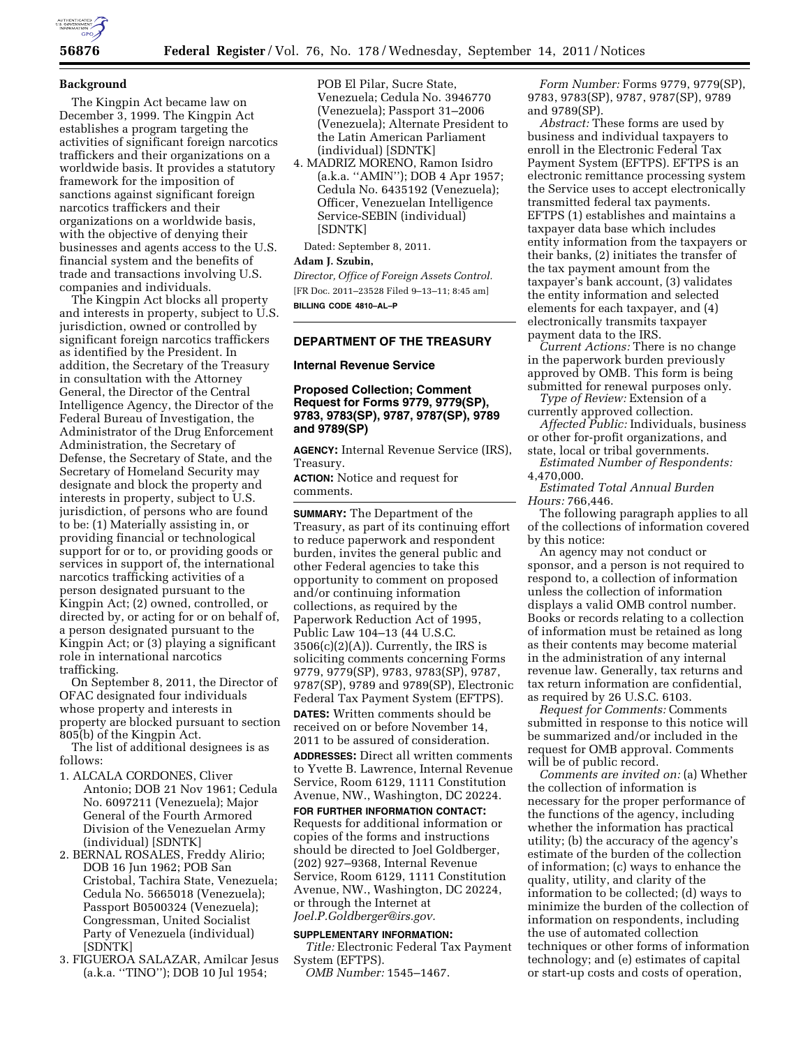## Background

The Kingpin Act became law on December 3, 1999. The Kingpin Act establishes a program targeting the activities of significant foreign narcotics traffickers and their organizations on a worldwide basis. It provides a statutory framework for the imposition of sanctions against significant foreign narcotics traffickers and their organizations on a worldwide basis, with the objective of denying their businesses and agents access to the U.S. financial system and the benefits of trade and transactions involving U.S. companies and individuals.

The Kingpin Act blocks all property and interests in property, subject to U.S. jurisdiction, owned or controlled by significant foreign narcotics traffickers as identified by the President. In addition, the Secretary of the Treasury in consultation with the Attorney General, the Director of the Central Intelligence Agency, the Director of the Federal Bureau of Investigation, the Administrator of the Drug Enforcement Administration, the Secretary of Defense, the Secretary of State, and the Secretary of Homeland Security may designate and block the property and interests in property, subject to U.S. jurisdiction, of persons who are found to be: (1) Materially assisting in, or providing financial or technological support for or to, or providing goods or services in support of, the international narcotics trafficking activities of a person designated pursuant to the Kingpin Act; (2) owned, controlled, or directed by, or acting for or on behalf of, a person designated pursuant to the Kingpin Act; or (3) playing a significant role in international narcotics trafficking.

On September 8, 2011, the Director of OFAC designated four individuals whose property and interests in property are blocked pursuant to section 805(b) of the Kingpin Act.

The list of additional designees is as follows:

1. ALCALA CORDONES, Cliver Antonio; DOB 21 Nov 1961; Cedula No. 6097211 (Venezuela); Major General of the Fourth Armored Division of the Venezuelan Army (individual) [SDNTK]
2. BERNAL ROSALES, Freddy Alirio; DOB 16 Jun 1962; POB San Cristobal, Tachira State, Venezuela; Cedula No. 5665018 (Venezuela); Passport B0500324 (Venezuela); Congressman, United Socialist Party of Venezuela (individual) [SDNTK]
3. FIGUEROA SALAZAR, Amilcar Jesus (a.k.a. ''TINO''); DOB 10 Jul 1954; POB El Pilar, Sucre State, Venezuela; Cedula No. 3946770 (Venezuela); Passport 31–2006 (Venezuela); Alternate President to the Latin American Parliament (individual) [SDNTK]
4. MADRIZ MORENO, Ramon Isidro (a.k.a. ''AMIN''); DOB 4 Apr 1957; Cedula No. 6435192 (Venezuela); Officer, Venezuelan Intelligence Service-SEBIN (individual) [SDNTK]

Dated: September 8, 2011.

**Adam J. Szubin,**

*Director, Office of Foreign Assets Control.*

[FR Doc. 2011–23528 Filed 9–13–11; 8:45 am]

**BILLING CODE 4810–AL–P**

## DEPARTMENT OF THE TREASURY

### Internal Revenue Service

### Proposed Collection; Comment Request for Forms 9779, 9779(SP), 9783, 9783(SP), 9787, 9787(SP), 9789 and 9789(SP)

**AGENCY:** Internal Revenue Service (IRS), Treasury.

**ACTION:** Notice and request for comments.

**SUMMARY:** The Department of the Treasury, as part of its continuing effort to reduce paperwork and respondent burden, invites the general public and other Federal agencies to take this opportunity to comment on proposed and/or continuing information collections, as required by the Paperwork Reduction Act of 1995, Public Law 104–13 (44 U.S.C. 3506(c)(2)(A)). Currently, the IRS is soliciting comments concerning Forms 9779, 9779(SP), 9783, 9783(SP), 9787, 9787(SP), 9789 and 9789(SP), Electronic Federal Tax Payment System (EFTPS).

**DATES:** Written comments should be received on or before November 14, 2011 to be assured of consideration.

**ADDRESSES:** Direct all written comments to Yvette B. Lawrence, Internal Revenue Service, Room 6129, 1111 Constitution Avenue, NW., Washington, DC 20224.

**FOR FURTHER INFORMATION CONTACT:** Requests for additional information or copies of the forms and instructions should be directed to Joel Goldberger, (202) 927–9368, Internal Revenue Service, Room 6129, 1111 Constitution Avenue, NW., Washington, DC 20224, or through the Internet at *Joel.P.Goldberger@irs.gov.*

**SUPPLEMENTARY INFORMATION:**

*Title:* Electronic Federal Tax Payment System (EFTPS).

*OMB Number:* 1545–1467.

*Form Number:* Forms 9779, 9779(SP), 9783, 9783(SP), 9787, 9787(SP), 9789 and 9789(SP).

*Abstract:* These forms are used by business and individual taxpayers to enroll in the Electronic Federal Tax Payment System (EFTPS). EFTPS is an electronic remittance processing system the Service uses to accept electronically transmitted federal tax payments. EFTPS (1) establishes and maintains a taxpayer data base which includes entity information from the taxpayers or their banks, (2) initiates the transfer of the tax payment amount from the taxpayer's bank account, (3) validates the entity information and selected elements for each taxpayer, and (4) electronically transmits taxpayer payment data to the IRS.

*Current Actions:* There is no change in the paperwork burden previously approved by OMB. This form is being submitted for renewal purposes only.

*Type of Review:* Extension of a currently approved collection.

*Affected Public:* Individuals, business or other for-profit organizations, and state, local or tribal governments.

*Estimated Number of Respondents:* 4,470,000.

*Estimated Total Annual Burden Hours:* 766,446.

The following paragraph applies to all of the collections of information covered by this notice:

An agency may not conduct or sponsor, and a person is not required to respond to, a collection of information unless the collection of information displays a valid OMB control number. Books or records relating to a collection of information must be retained as long as their contents may become material in the administration of any internal revenue law. Generally, tax returns and tax return information are confidential, as required by 26 U.S.C. 6103.

*Request for Comments:* Comments submitted in response to this notice will be summarized and/or included in the request for OMB approval. Comments will be of public record.

*Comments are invited on:* (a) Whether the collection of information is necessary for the proper performance of the functions of the agency, including whether the information has practical utility; (b) the accuracy of the agency's estimate of the burden of the collection of information; (c) ways to enhance the quality, utility, and clarity of the information to be collected; (d) ways to minimize the burden of the collection of information on respondents, including the use of automated collection techniques or other forms of information technology; and (e) estimates of capital or start-up costs and costs of operation,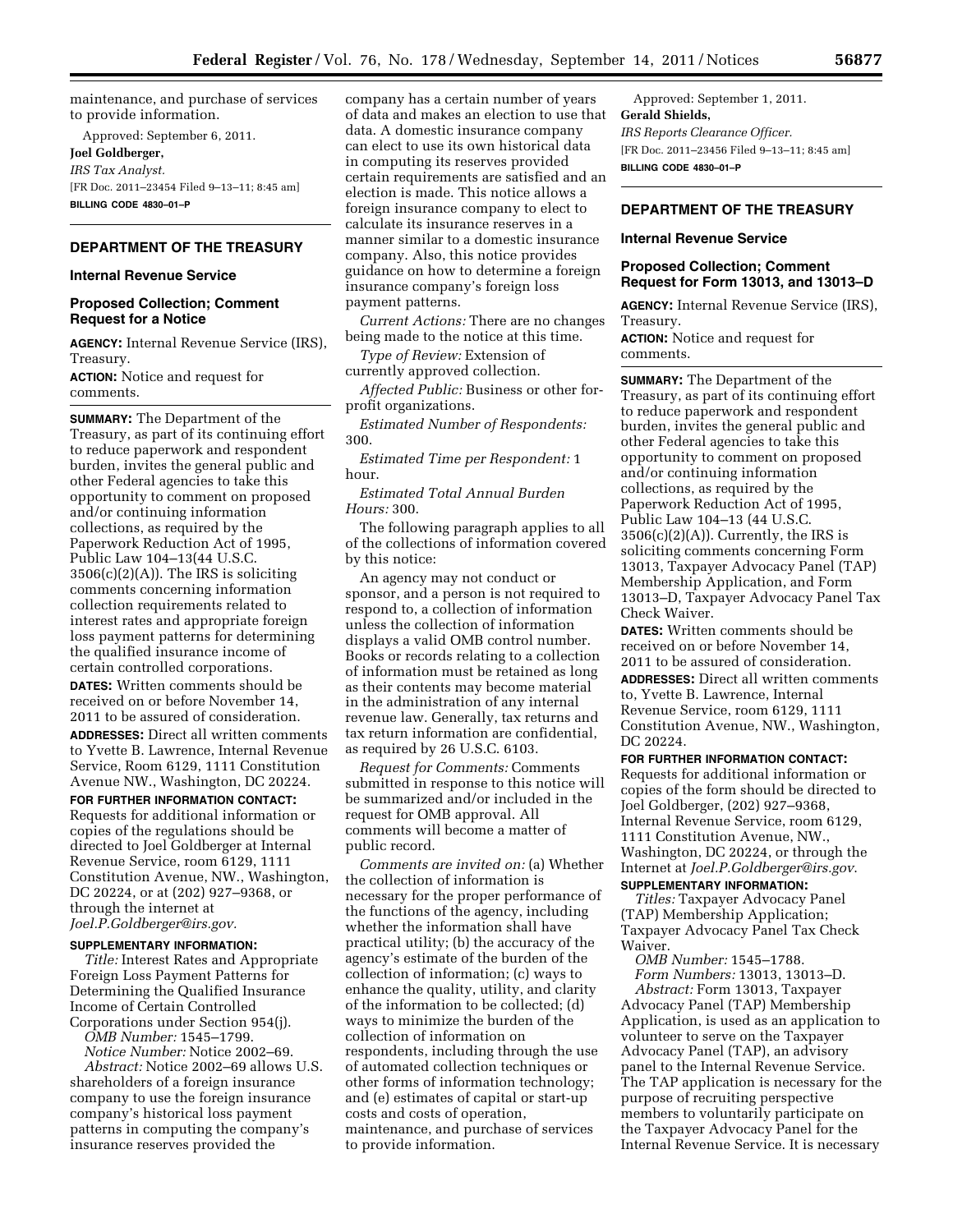maintenance, and purchase of services to provide information.

Approved: September 6, 2011.

**Joel Goldberger,**

*IRS Tax Analyst.*

[FR Doc. 2011–23454 Filed 9–13–11; 8:45 am]

**BILLING CODE 4830–01–P**

## DEPARTMENT OF THE TREASURY

### Internal Revenue Service

### Proposed Collection; Comment Request for a Notice

**AGENCY:** Internal Revenue Service (IRS), Treasury.

**ACTION:** Notice and request for comments.

**SUMMARY:** The Department of the Treasury, as part of its continuing effort to reduce paperwork and respondent burden, invites the general public and other Federal agencies to take this opportunity to comment on proposed and/or continuing information collections, as required by the Paperwork Reduction Act of 1995, Public Law 104–13(44 U.S.C. 3506(c)(2)(A)). The IRS is soliciting comments concerning information collection requirements related to interest rates and appropriate foreign loss payment patterns for determining the qualified insurance income of certain controlled corporations.

**DATES:** Written comments should be received on or before November 14, 2011 to be assured of consideration.

**ADDRESSES:** Direct all written comments to Yvette B. Lawrence, Internal Revenue Service, Room 6129, 1111 Constitution Avenue NW., Washington, DC 20224.

**FOR FURTHER INFORMATION CONTACT:** Requests for additional information or copies of the regulations should be directed to Joel Goldberger at Internal Revenue Service, room 6129, 1111 Constitution Avenue, NW., Washington, DC 20224, or at (202) 927–9368, or through the internet at *Joel.P.Goldberger@irs.gov.*

**SUPPLEMENTARY INFORMATION:**

*Title:* Interest Rates and Appropriate Foreign Loss Payment Patterns for Determining the Qualified Insurance Income of Certain Controlled Corporations under Section 954(j).

*OMB Number:* 1545–1799.

*Notice Number:* Notice 2002–69.

*Abstract:* Notice 2002–69 allows U.S. shareholders of a foreign insurance company to use the foreign insurance company's historical loss payment patterns in computing the company's insurance reserves provided the company has a certain number of years of data and makes an election to use that data. A domestic insurance company can elect to use its own historical data in computing its reserves provided certain requirements are satisfied and an election is made. This notice allows a foreign insurance company to elect to calculate its insurance reserves in a manner similar to a domestic insurance company. Also, this notice provides guidance on how to determine a foreign insurance company's foreign loss payment patterns.

*Current Actions:* There are no changes being made to the notice at this time.

*Type of Review:* Extension of currently approved collection.

*Affected Public:* Business or other for-profit organizations.

*Estimated Number of Respondents:* 300.

*Estimated Time per Respondent:* 1 hour.

*Estimated Total Annual Burden Hours:* 300.

The following paragraph applies to all of the collections of information covered by this notice:

An agency may not conduct or sponsor, and a person is not required to respond to, a collection of information unless the collection of information displays a valid OMB control number. Books or records relating to a collection of information must be retained as long as their contents may become material in the administration of any internal revenue law. Generally, tax returns and tax return information are confidential, as required by 26 U.S.C. 6103.

*Request for Comments:* Comments submitted in response to this notice will be summarized and/or included in the request for OMB approval. All comments will become a matter of public record.

*Comments are invited on:* (a) Whether the collection of information is necessary for the proper performance of the functions of the agency, including whether the information shall have practical utility; (b) the accuracy of the agency's estimate of the burden of the collection of information; (c) ways to enhance the quality, utility, and clarity of the information to be collected; (d) ways to minimize the burden of the collection of information on respondents, including through the use of automated collection techniques or other forms of information technology; and (e) estimates of capital or start-up costs and costs of operation, maintenance, and purchase of services to provide information.

Approved: September 1, 2011.

**Gerald Shields,**

*IRS Reports Clearance Officer.*

[FR Doc. 2011–23456 Filed 9–13–11; 8:45 am]

**BILLING CODE 4830–01–P**

## DEPARTMENT OF THE TREASURY

### Internal Revenue Service

### Proposed Collection; Comment Request for Form 13013, and 13013–D

**AGENCY:** Internal Revenue Service (IRS), Treasury.

**ACTION:** Notice and request for comments.

**SUMMARY:** The Department of the Treasury, as part of its continuing effort to reduce paperwork and respondent burden, invites the general public and other Federal agencies to take this opportunity to comment on proposed and/or continuing information collections, as required by the Paperwork Reduction Act of 1995, Public Law 104–13 (44 U.S.C. 3506(c)(2)(A)). Currently, the IRS is soliciting comments concerning Form 13013, Taxpayer Advocacy Panel (TAP) Membership Application, and Form 13013–D, Taxpayer Advocacy Panel Tax Check Waiver.

**DATES:** Written comments should be received on or before November 14, 2011 to be assured of consideration.

**ADDRESSES:** Direct all written comments to, Yvette B. Lawrence, Internal Revenue Service, room 6129, 1111 Constitution Avenue, NW., Washington, DC 20224.

**FOR FURTHER INFORMATION CONTACT:** Requests for additional information or copies of the form should be directed to Joel Goldberger, (202) 927–9368, Internal Revenue Service, room 6129, 1111 Constitution Avenue, NW., Washington, DC 20224, or through the Internet at *Joel.P.Goldberger@irs.gov*.

**SUPPLEMENTARY INFORMATION:**

*Titles:* Taxpayer Advocacy Panel (TAP) Membership Application; Taxpayer Advocacy Panel Tax Check Waiver.

*OMB Number:* 1545–1788.

*Form Numbers:* 13013, 13013–D.

*Abstract:* Form 13013, Taxpayer Advocacy Panel (TAP) Membership Application, is used as an application to volunteer to serve on the Taxpayer Advocacy Panel (TAP), an advisory panel to the Internal Revenue Service. The TAP application is necessary for the purpose of recruiting perspective members to voluntarily participate on the Taxpayer Advocacy Panel for the Internal Revenue Service. It is necessary